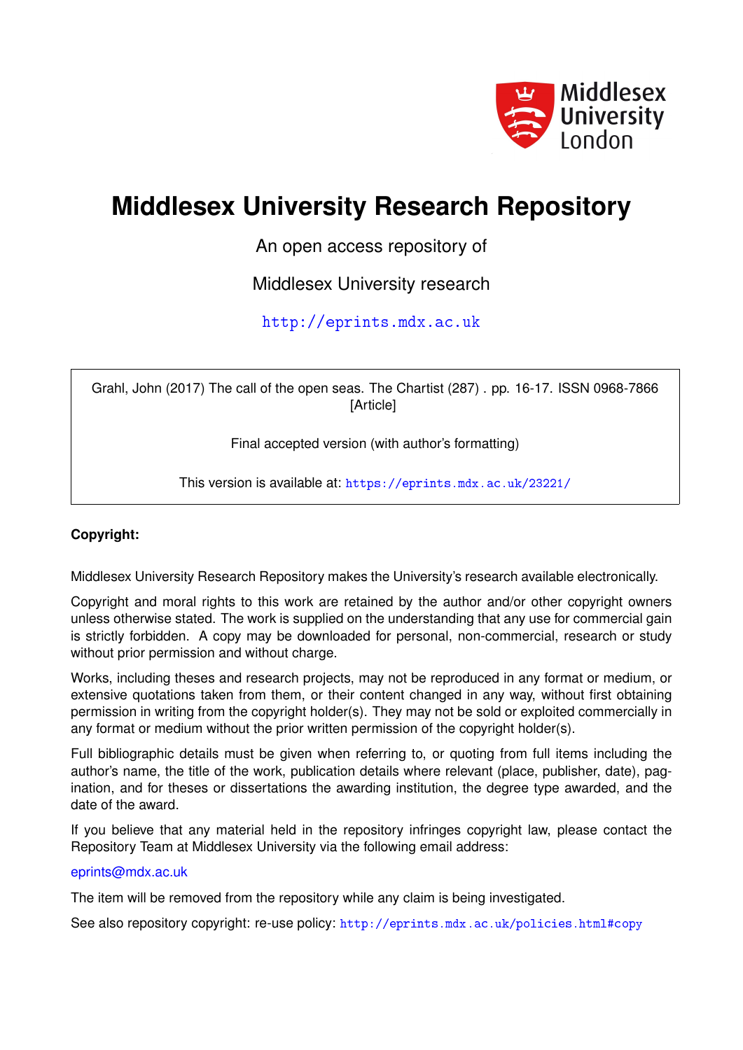Middlesex University London

# Middlesex University Research Repository

An open access repository of

Middlesex University research

http://eprints.mdx.ac.uk

Grahl, John (2017) The call of the open seas. The Chartist (287) . pp. 16-17. ISSN 0968-7866 [Article]

Final accepted version (with author's formatting)

This version is available at: https://eprints.mdx.ac.uk/23221/

**Copyright:**

Middlesex University Research Repository makes the University's research available electronically.

Copyright and moral rights to this work are retained by the author and/or other copyright owners unless otherwise stated. The work is supplied on the understanding that any use for commercial gain is strictly forbidden. A copy may be downloaded for personal, non-commercial, research or study without prior permission and without charge.

Works, including theses and research projects, may not be reproduced in any format or medium, or extensive quotations taken from them, or their content changed in any way, without first obtaining permission in writing from the copyright holder(s). They may not be sold or exploited commercially in any format or medium without the prior written permission of the copyright holder(s).

Full bibliographic details must be given when referring to, or quoting from full items including the author's name, the title of the work, publication details where relevant (place, publisher, date), pagination, and for theses or dissertations the awarding institution, the degree type awarded, and the date of the award.

If you believe that any material held in the repository infringes copyright law, please contact the Repository Team at Middlesex University via the following email address:

eprints@mdx.ac.uk

The item will be removed from the repository while any claim is being investigated.

See also repository copyright: re-use policy: http://eprints.mdx.ac.uk/policies.html#copy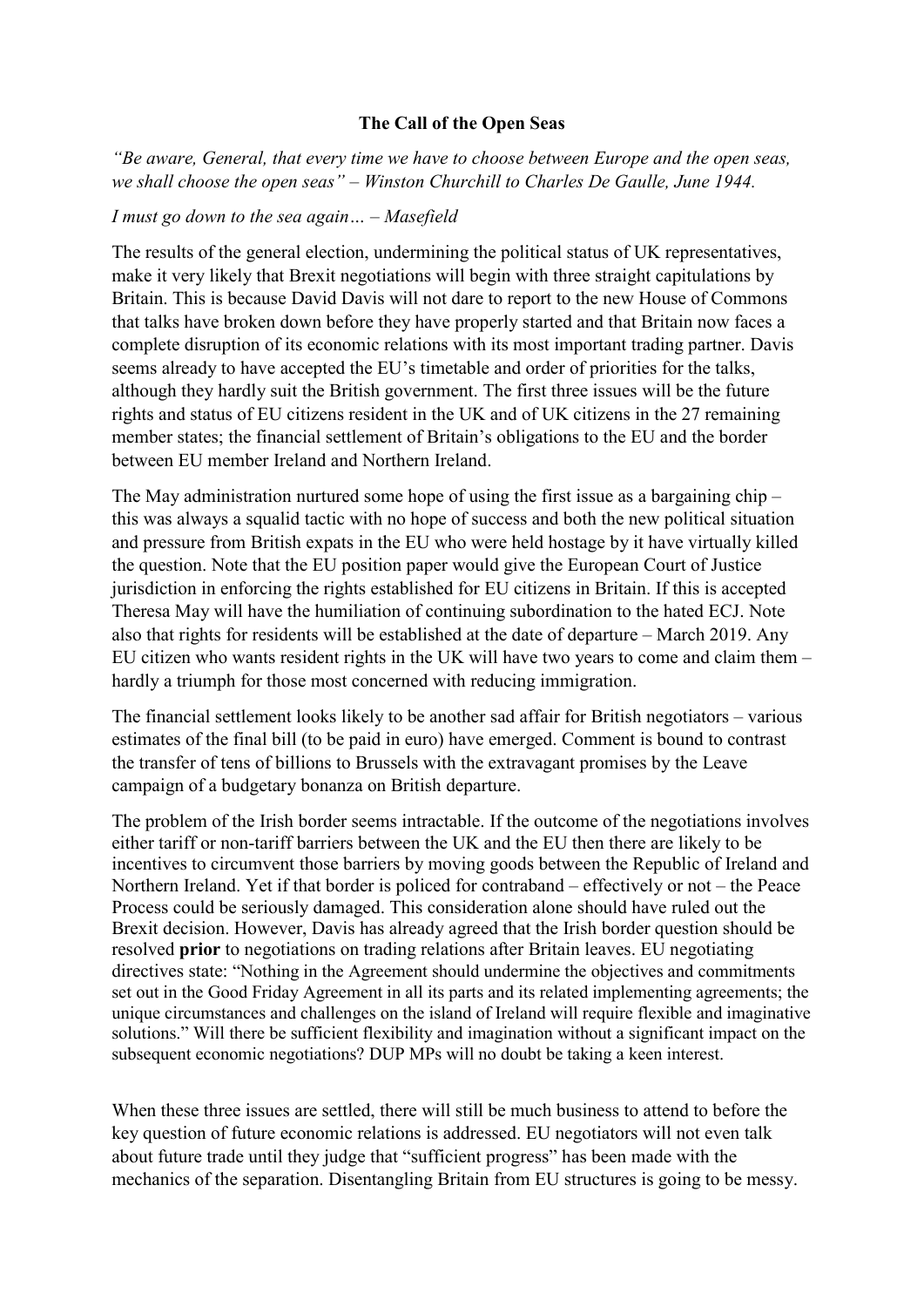**The Call of the Open Seas**

*"Be aware, General, that every time we have to choose between Europe and the open seas, we shall choose the open seas" – Winston Churchill to Charles De Gaulle, June 1944.*

*I must go down to the sea again… – Masefield*

The results of the general election, undermining the political status of UK representatives, make it very likely that Brexit negotiations will begin with three straight capitulations by Britain. This is because David Davis will not dare to report to the new House of Commons that talks have broken down before they have properly started and that Britain now faces a complete disruption of its economic relations with its most important trading partner. Davis seems already to have accepted the EU's timetable and order of priorities for the talks, although they hardly suit the British government. The first three issues will be the future rights and status of EU citizens resident in the UK and of UK citizens in the 27 remaining member states; the financial settlement of Britain's obligations to the EU and the border between EU member Ireland and Northern Ireland.

The May administration nurtured some hope of using the first issue as a bargaining chip – this was always a squalid tactic with no hope of success and both the new political situation and pressure from British expats in the EU who were held hostage by it have virtually killed the question. Note that the EU position paper would give the European Court of Justice jurisdiction in enforcing the rights established for EU citizens in Britain. If this is accepted Theresa May will have the humiliation of continuing subordination to the hated ECJ. Note also that rights for residents will be established at the date of departure – March 2019. Any EU citizen who wants resident rights in the UK will have two years to come and claim them – hardly a triumph for those most concerned with reducing immigration.

The financial settlement looks likely to be another sad affair for British negotiators – various estimates of the final bill (to be paid in euro) have emerged. Comment is bound to contrast the transfer of tens of billions to Brussels with the extravagant promises by the Leave campaign of a budgetary bonanza on British departure.

The problem of the Irish border seems intractable. If the outcome of the negotiations involves either tariff or non-tariff barriers between the UK and the EU then there are likely to be incentives to circumvent those barriers by moving goods between the Republic of Ireland and Northern Ireland. Yet if that border is policed for contraband – effectively or not – the Peace Process could be seriously damaged. This consideration alone should have ruled out the Brexit decision. However, Davis has already agreed that the Irish border question should be resolved **prior** to negotiations on trading relations after Britain leaves. EU negotiating directives state: "Nothing in the Agreement should undermine the objectives and commitments set out in the Good Friday Agreement in all its parts and its related implementing agreements; the unique circumstances and challenges on the island of Ireland will require flexible and imaginative solutions." Will there be sufficient flexibility and imagination without a significant impact on the subsequent economic negotiations? DUP MPs will no doubt be taking a keen interest.

When these three issues are settled, there will still be much business to attend to before the key question of future economic relations is addressed. EU negotiators will not even talk about future trade until they judge that "sufficient progress" has been made with the mechanics of the separation. Disentangling Britain from EU structures is going to be messy.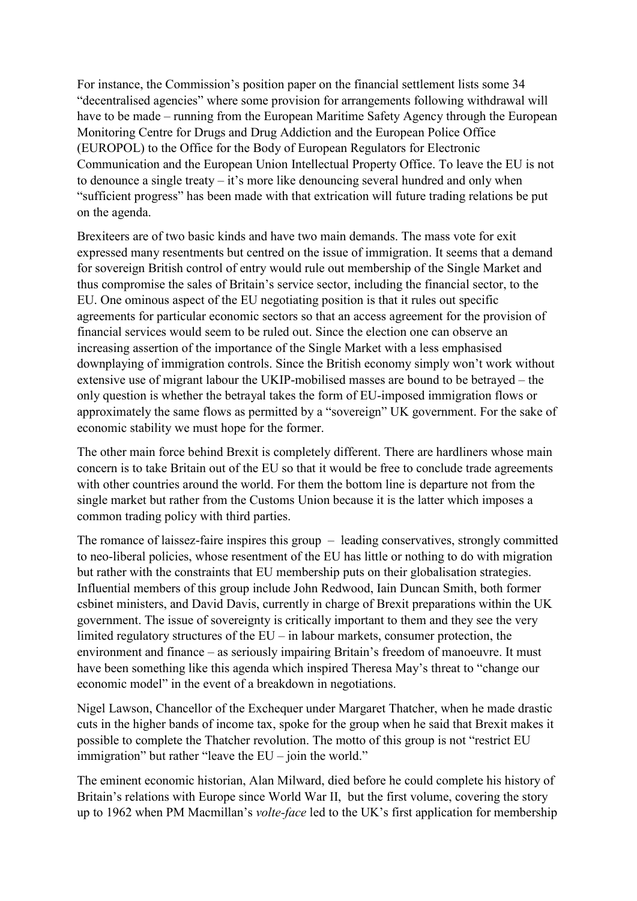For instance, the Commission's position paper on the financial settlement lists some 34 "decentralised agencies" where some provision for arrangements following withdrawal will have to be made – running from the European Maritime Safety Agency through the European Monitoring Centre for Drugs and Drug Addiction and the European Police Office (EUROPOL) to the Office for the Body of European Regulators for Electronic Communication and the European Union Intellectual Property Office. To leave the EU is not to denounce a single treaty – it's more like denouncing several hundred and only when "sufficient progress" has been made with that extrication will future trading relations be put on the agenda.

Brexiteers are of two basic kinds and have two main demands. The mass vote for exit expressed many resentments but centred on the issue of immigration. It seems that a demand for sovereign British control of entry would rule out membership of the Single Market and thus compromise the sales of Britain's service sector, including the financial sector, to the EU. One ominous aspect of the EU negotiating position is that it rules out specific agreements for particular economic sectors so that an access agreement for the provision of financial services would seem to be ruled out. Since the election one can observe an increasing assertion of the importance of the Single Market with a less emphasised downplaying of immigration controls. Since the British economy simply won't work without extensive use of migrant labour the UKIP-mobilised masses are bound to be betrayed – the only question is whether the betrayal takes the form of EU-imposed immigration flows or approximately the same flows as permitted by a "sovereign" UK government. For the sake of economic stability we must hope for the former.

The other main force behind Brexit is completely different. There are hardliners whose main concern is to take Britain out of the EU so that it would be free to conclude trade agreements with other countries around the world. For them the bottom line is departure not from the single market but rather from the Customs Union because it is the latter which imposes a common trading policy with third parties.

The romance of laissez-faire inspires this group – leading conservatives, strongly committed to neo-liberal policies, whose resentment of the EU has little or nothing to do with migration but rather with the constraints that EU membership puts on their globalisation strategies. Influential members of this group include John Redwood, Iain Duncan Smith, both former csbinet ministers, and David Davis, currently in charge of Brexit preparations within the UK government. The issue of sovereignty is critically important to them and they see the very limited regulatory structures of the EU – in labour markets, consumer protection, the environment and finance – as seriously impairing Britain's freedom of manoeuvre. It must have been something like this agenda which inspired Theresa May's threat to "change our economic model" in the event of a breakdown in negotiations.

Nigel Lawson, Chancellor of the Exchequer under Margaret Thatcher, when he made drastic cuts in the higher bands of income tax, spoke for the group when he said that Brexit makes it possible to complete the Thatcher revolution. The motto of this group is not "restrict EU immigration" but rather "leave the EU – join the world."

The eminent economic historian, Alan Milward, died before he could complete his history of Britain's relations with Europe since World War II, but the first volume, covering the story up to 1962 when PM Macmillan's *volte-face* led to the UK's first application for membership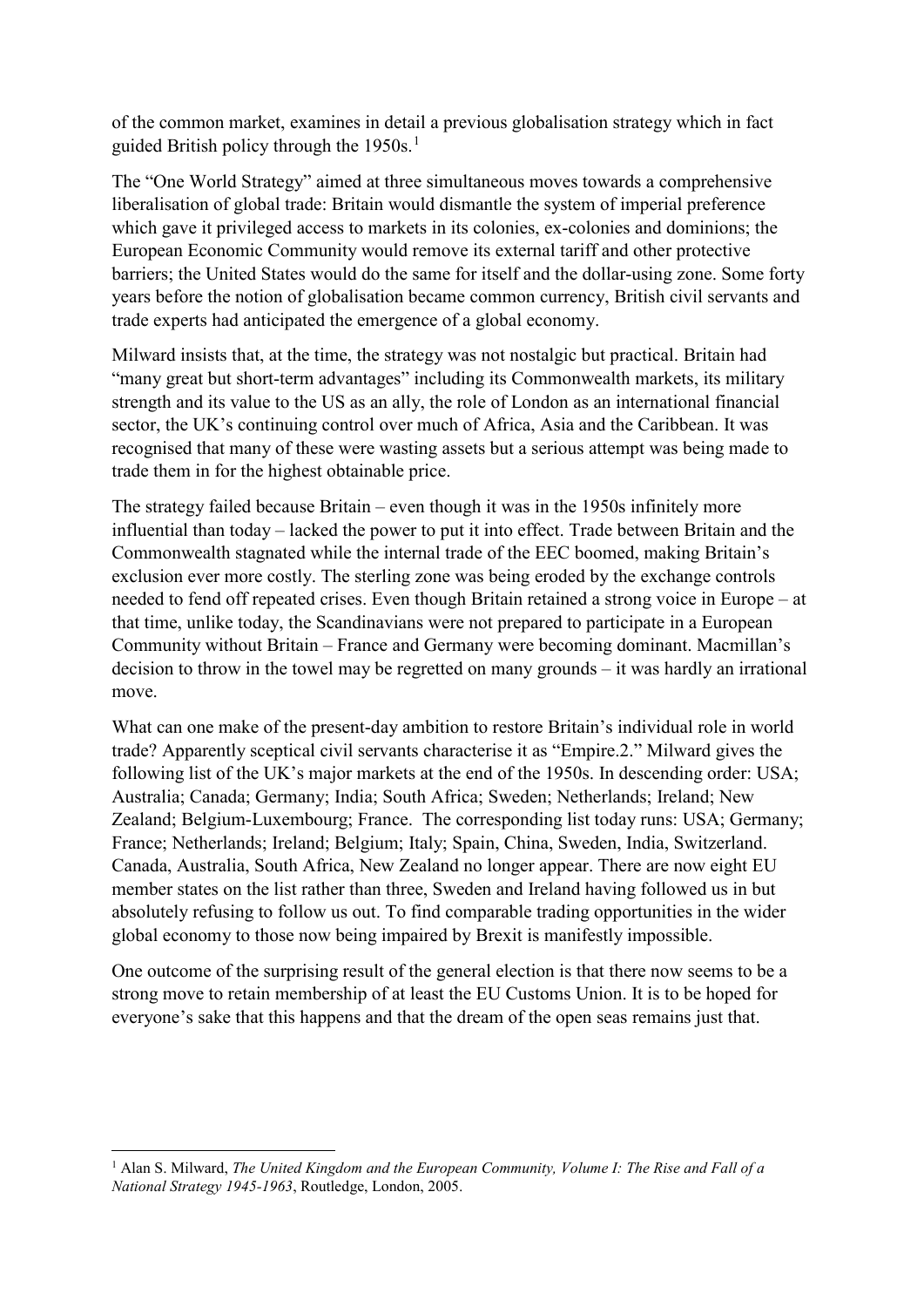of the common market, examines in detail a previous globalisation strategy which in fact guided British policy through the 1950s.[1]

The "One World Strategy" aimed at three simultaneous moves towards a comprehensive liberalisation of global trade: Britain would dismantle the system of imperial preference which gave it privileged access to markets in its colonies, ex-colonies and dominions; the European Economic Community would remove its external tariff and other protective barriers; the United States would do the same for itself and the dollar-using zone. Some forty years before the notion of globalisation became common currency, British civil servants and trade experts had anticipated the emergence of a global economy.

Milward insists that, at the time, the strategy was not nostalgic but practical. Britain had "many great but short-term advantages" including its Commonwealth markets, its military strength and its value to the US as an ally, the role of London as an international financial sector, the UK's continuing control over much of Africa, Asia and the Caribbean. It was recognised that many of these were wasting assets but a serious attempt was being made to trade them in for the highest obtainable price.

The strategy failed because Britain – even though it was in the 1950s infinitely more influential than today – lacked the power to put it into effect. Trade between Britain and the Commonwealth stagnated while the internal trade of the EEC boomed, making Britain's exclusion ever more costly. The sterling zone was being eroded by the exchange controls needed to fend off repeated crises. Even though Britain retained a strong voice in Europe – at that time, unlike today, the Scandinavians were not prepared to participate in a European Community without Britain – France and Germany were becoming dominant. Macmillan's decision to throw in the towel may be regretted on many grounds – it was hardly an irrational move.

What can one make of the present-day ambition to restore Britain's individual role in world trade? Apparently sceptical civil servants characterise it as "Empire.2." Milward gives the following list of the UK's major markets at the end of the 1950s. In descending order: USA; Australia; Canada; Germany; India; South Africa; Sweden; Netherlands; Ireland; New Zealand; Belgium-Luxembourg; France. The corresponding list today runs: USA; Germany; France; Netherlands; Ireland; Belgium; Italy; Spain, China, Sweden, India, Switzerland. Canada, Australia, South Africa, New Zealand no longer appear. There are now eight EU member states on the list rather than three, Sweden and Ireland having followed us in but absolutely refusing to follow us out. To find comparable trading opportunities in the wider global economy to those now being impaired by Brexit is manifestly impossible.

One outcome of the surprising result of the general election is that there now seems to be a strong move to retain membership of at least the EU Customs Union. It is to be hoped for everyone's sake that this happens and that the dream of the open seas remains just that.

---

[1] Alan S. Milward, *The United Kingdom and the European Community, Volume I: The Rise and Fall of a National Strategy 1945-1963*, Routledge, London, 2005.